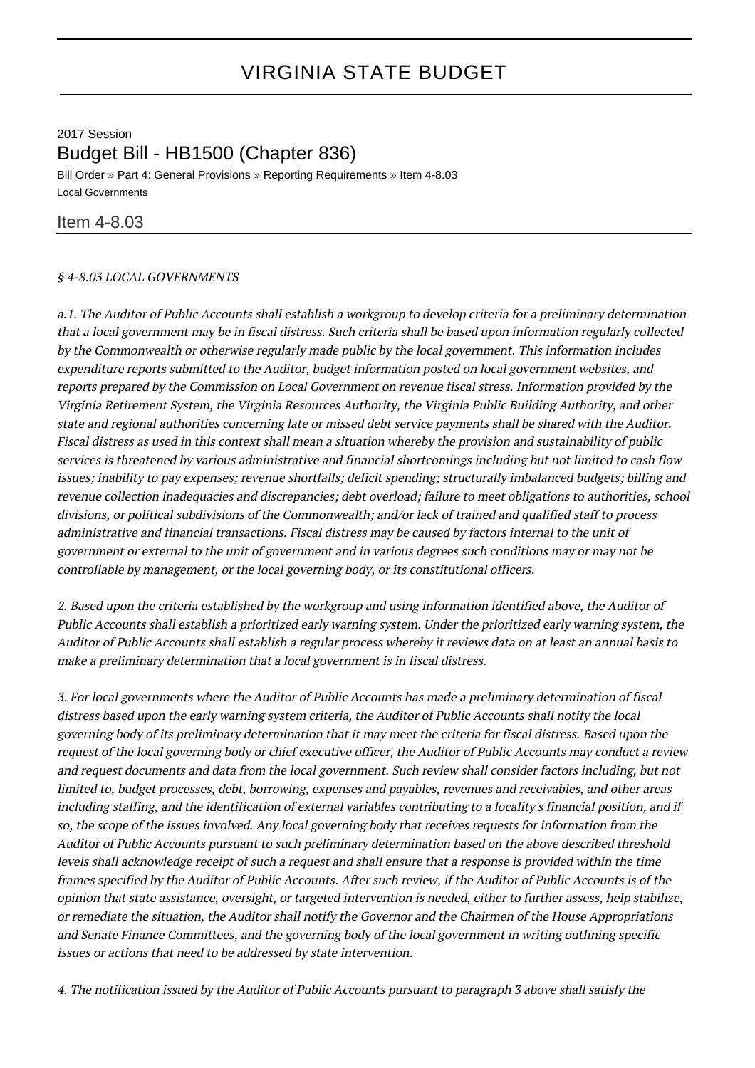# VIRGINIA STATE BUDGET

2017 Session

## Budget Bill - HB1500 (Chapter 836)

Bill Order » Part 4: General Provisions » Reporting Requirements » Item 4-8.03

Local Governments

### Item 4-8.03

*§ 4-8.03 LOCAL GOVERNMENTS*

*a.1. The Auditor of Public Accounts shall establish a workgroup to develop criteria for a preliminary determination that a local government may be in fiscal distress. Such criteria shall be based upon information regularly collected by the Commonwealth or otherwise regularly made public by the local government. This information includes expenditure reports submitted to the Auditor, budget information posted on local government websites, and reports prepared by the Commission on Local Government on revenue fiscal stress. Information provided by the Virginia Retirement System, the Virginia Resources Authority, the Virginia Public Building Authority, and other state and regional authorities concerning late or missed debt service payments shall be shared with the Auditor. Fiscal distress as used in this context shall mean a situation whereby the provision and sustainability of public services is threatened by various administrative and financial shortcomings including but not limited to cash flow issues; inability to pay expenses; revenue shortfalls; deficit spending; structurally imbalanced budgets; billing and revenue collection inadequacies and discrepancies; debt overload; failure to meet obligations to authorities, school divisions, or political subdivisions of the Commonwealth; and/or lack of trained and qualified staff to process administrative and financial transactions. Fiscal distress may be caused by factors internal to the unit of government or external to the unit of government and in various degrees such conditions may or may not be controllable by management, or the local governing body, or its constitutional officers.*

*2. Based upon the criteria established by the workgroup and using information identified above, the Auditor of Public Accounts shall establish a prioritized early warning system. Under the prioritized early warning system, the Auditor of Public Accounts shall establish a regular process whereby it reviews data on at least an annual basis to make a preliminary determination that a local government is in fiscal distress.*

*3. For local governments where the Auditor of Public Accounts has made a preliminary determination of fiscal distress based upon the early warning system criteria, the Auditor of Public Accounts shall notify the local governing body of its preliminary determination that it may meet the criteria for fiscal distress. Based upon the request of the local governing body or chief executive officer, the Auditor of Public Accounts may conduct a review and request documents and data from the local government. Such review shall consider factors including, but not limited to, budget processes, debt, borrowing, expenses and payables, revenues and receivables, and other areas including staffing, and the identification of external variables contributing to a locality's financial position, and if so, the scope of the issues involved. Any local governing body that receives requests for information from the Auditor of Public Accounts pursuant to such preliminary determination based on the above described threshold levels shall acknowledge receipt of such a request and shall ensure that a response is provided within the time frames specified by the Auditor of Public Accounts. After such review, if the Auditor of Public Accounts is of the opinion that state assistance, oversight, or targeted intervention is needed, either to further assess, help stabilize, or remediate the situation, the Auditor shall notify the Governor and the Chairmen of the House Appropriations and Senate Finance Committees, and the governing body of the local government in writing outlining specific issues or actions that need to be addressed by state intervention.*

*4. The notification issued by the Auditor of Public Accounts pursuant to paragraph 3 above shall satisfy the*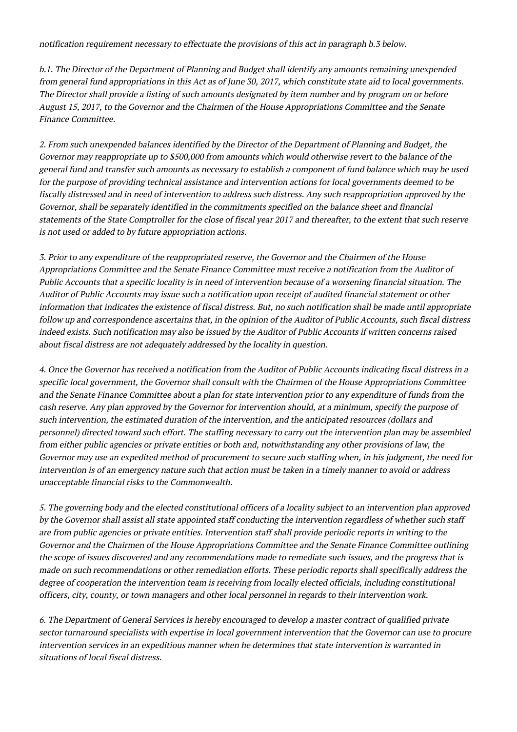*notification requirement necessary to effectuate the provisions of this act in paragraph b.3 below.*

*b.1. The Director of the Department of Planning and Budget shall identify any amounts remaining unexpended from general fund appropriations in this Act as of June 30, 2017, which constitute state aid to local governments. The Director shall provide a listing of such amounts designated by item number and by program on or before August 15, 2017, to the Governor and the Chairmen of the House Appropriations Committee and the Senate Finance Committee.*

*2. From such unexpended balances identified by the Director of the Department of Planning and Budget, the Governor may reappropriate up to $500,000 from amounts which would otherwise revert to the balance of the general fund and transfer such amounts as necessary to establish a component of fund balance which may be used for the purpose of providing technical assistance and intervention actions for local governments deemed to be fiscally distressed and in need of intervention to address such distress. Any such reappropriation approved by the Governor, shall be separately identified in the commitments specified on the balance sheet and financial statements of the State Comptroller for the close of fiscal year 2017 and thereafter, to the extent that such reserve is not used or added to by future appropriation actions.*

*3. Prior to any expenditure of the reappropriated reserve, the Governor and the Chairmen of the House Appropriations Committee and the Senate Finance Committee must receive a notification from the Auditor of Public Accounts that a specific locality is in need of intervention because of a worsening financial situation. The Auditor of Public Accounts may issue such a notification upon receipt of audited financial statement or other information that indicates the existence of fiscal distress. But, no such notification shall be made until appropriate follow up and correspondence ascertains that, in the opinion of the Auditor of Public Accounts, such fiscal distress indeed exists. Such notification may also be issued by the Auditor of Public Accounts if written concerns raised about fiscal distress are not adequately addressed by the locality in question.*

*4. Once the Governor has received a notification from the Auditor of Public Accounts indicating fiscal distress in a specific local government, the Governor shall consult with the Chairmen of the House Appropriations Committee and the Senate Finance Committee about a plan for state intervention prior to any expenditure of funds from the cash reserve. Any plan approved by the Governor for intervention should, at a minimum, specify the purpose of such intervention, the estimated duration of the intervention, and the anticipated resources (dollars and personnel) directed toward such effort. The staffing necessary to carry out the intervention plan may be assembled from either public agencies or private entities or both and, notwithstanding any other provisions of law, the Governor may use an expedited method of procurement to secure such staffing when, in his judgment, the need for intervention is of an emergency nature such that action must be taken in a timely manner to avoid or address unacceptable financial risks to the Commonwealth.*

*5. The governing body and the elected constitutional officers of a locality subject to an intervention plan approved by the Governor shall assist all state appointed staff conducting the intervention regardless of whether such staff are from public agencies or private entities. Intervention staff shall provide periodic reports in writing to the Governor and the Chairmen of the House Appropriations Committee and the Senate Finance Committee outlining the scope of issues discovered and any recommendations made to remediate such issues, and the progress that is made on such recommendations or other remediation efforts. These periodic reports shall specifically address the degree of cooperation the intervention team is receiving from locally elected officials, including constitutional officers, city, county, or town managers and other local personnel in regards to their intervention work.*

*6. The Department of General Services is hereby encouraged to develop a master contract of qualified private sector turnaround specialists with expertise in local government intervention that the Governor can use to procure intervention services in an expeditious manner when he determines that state intervention is warranted in situations of local fiscal distress.*